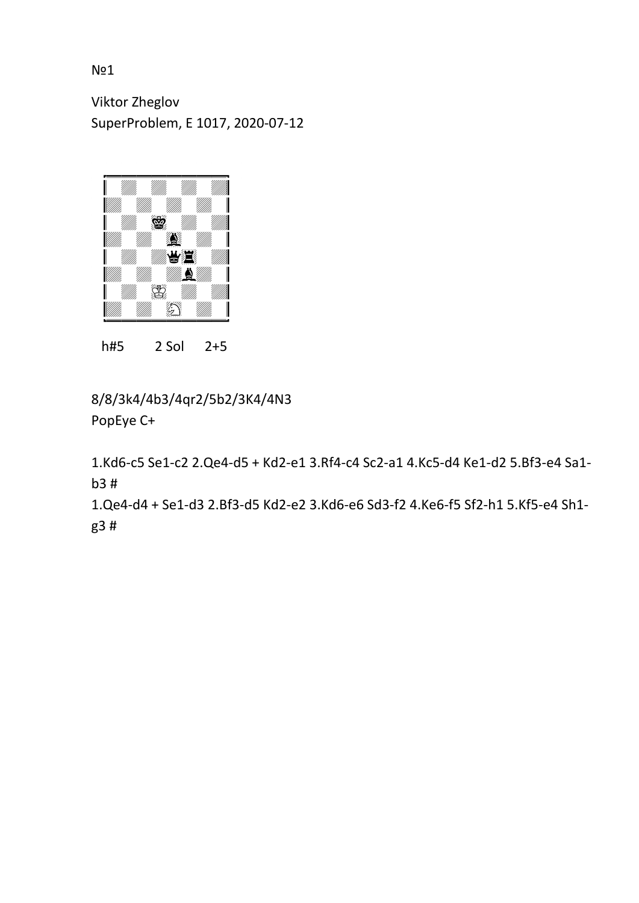№1

Viktor Zheglov
SuperProblem, E 1017, 2020-07-12

h#5 2 Sol 2+5

8/8/3k4/4b3/4qr2/5b2/3K4/4N3
PopEye C+

1.Kd6-c5 Se1-c2 2.Qe4-d5 + Kd2-e1 3.Rf4-c4 Sc2-a1 4.Kc5-d4 Ke1-d2 5.Bf3-e4 Sa1-b3 #

1.Qe4-d4 + Se1-d3 2.Bf3-d5 Kd2-e2 3.Kd6-e6 Sd3-f2 4.Ke6-f5 Sf2-h1 5.Kf5-e4 Sh1-g3 #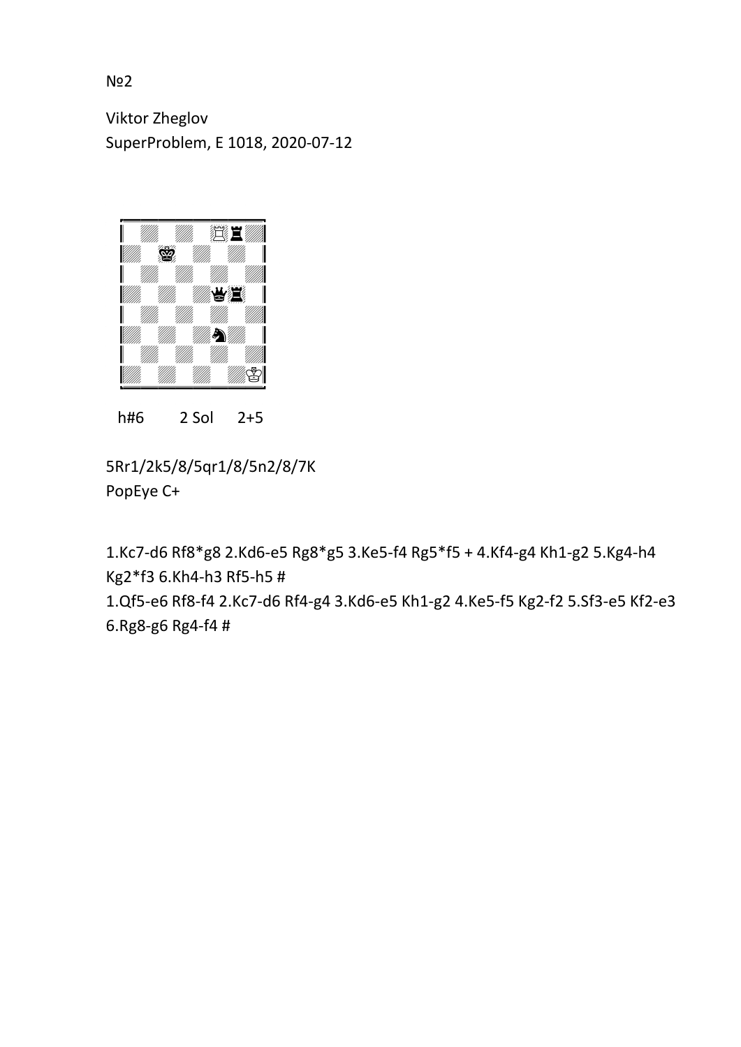№2

Viktor Zheglov
SuperProblem, E 1018, 2020-07-12

h#6 2 Sol 2+5

5Rr1/2k5/8/5qr1/8/5n2/8/7K
PopEye C+

1.Kc7-d6 Rf8*g8 2.Kd6-e5 Rg8*g5 3.Ke5-f4 Rg5*f5 + 4.Kf4-g4 Kh1-g2 5.Kg4-h4 Kg2*f3 6.Kh4-h3 Rf5-h5 #
1.Qf5-e6 Rf8-f4 2.Kc7-d6 Rf4-g4 3.Kd6-e5 Kh1-g2 4.Ke5-f5 Kg2-f2 5.Sf3-e5 Kf2-e3 6.Rg8-g6 Rg4-f4 #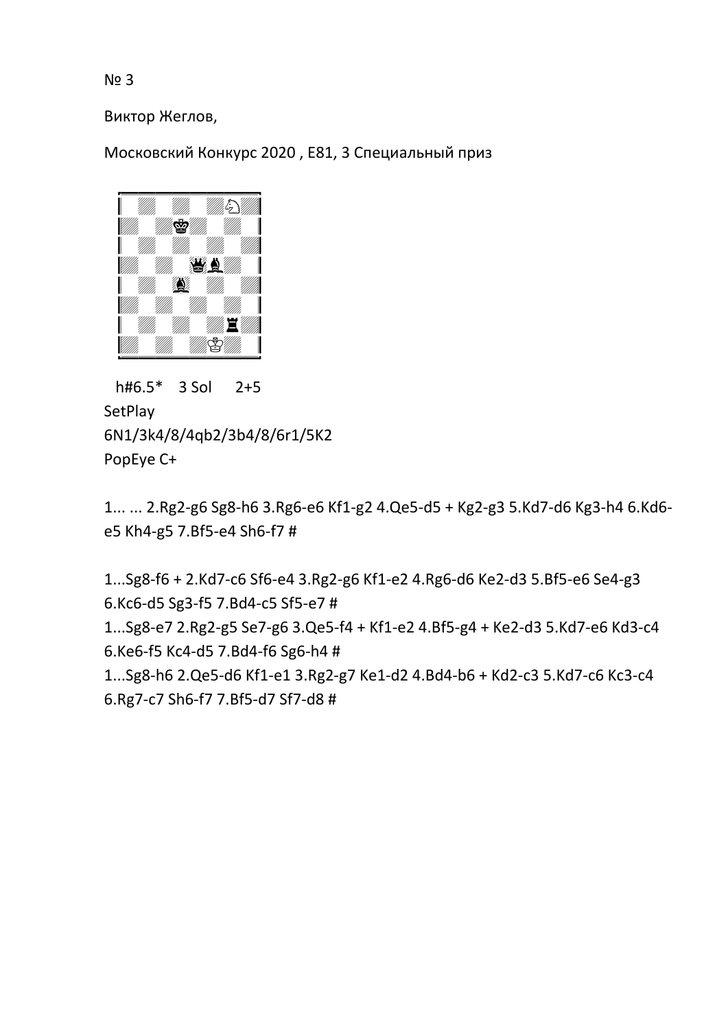№ 3

Виктор Жеглов,

Московский Конкурс 2020 , E81, 3 Специальный приз

h#6.5* 3 Sol 2+5
SetPlay
6N1/3k4/8/4qb2/3b4/8/6r1/5K2
PopEye C+

1... ... 2.Rg2-g6 Sg8-h6 3.Rg6-e6 Kf1-g2 4.Qe5-d5 + Kg2-g3 5.Kd7-d6 Kg3-h4 6.Kd6-e5 Kh4-g5 7.Bf5-e4 Sh6-f7 #

1...Sg8-f6 + 2.Kd7-c6 Sf6-e4 3.Rg2-g6 Kf1-e2 4.Rg6-d6 Ke2-d3 5.Bf5-e6 Se4-g3 6.Kc6-d5 Sg3-f5 7.Bd4-c5 Sf5-e7 #

1...Sg8-e7 2.Rg2-g5 Se7-g6 3.Qe5-f4 + Kf1-e2 4.Bf5-g4 + Ke2-d3 5.Kd7-e6 Kd3-c4 6.Ke6-f5 Kc4-d5 7.Bd4-f6 Sg6-h4 #

1...Sg8-h6 2.Qe5-d6 Kf1-e1 3.Rg2-g7 Ke1-d2 4.Bd4-b6 + Kd2-c3 5.Kd7-c6 Kc3-c4 6.Rg7-c7 Sh6-f7 7.Bf5-d7 Sf7-d8 #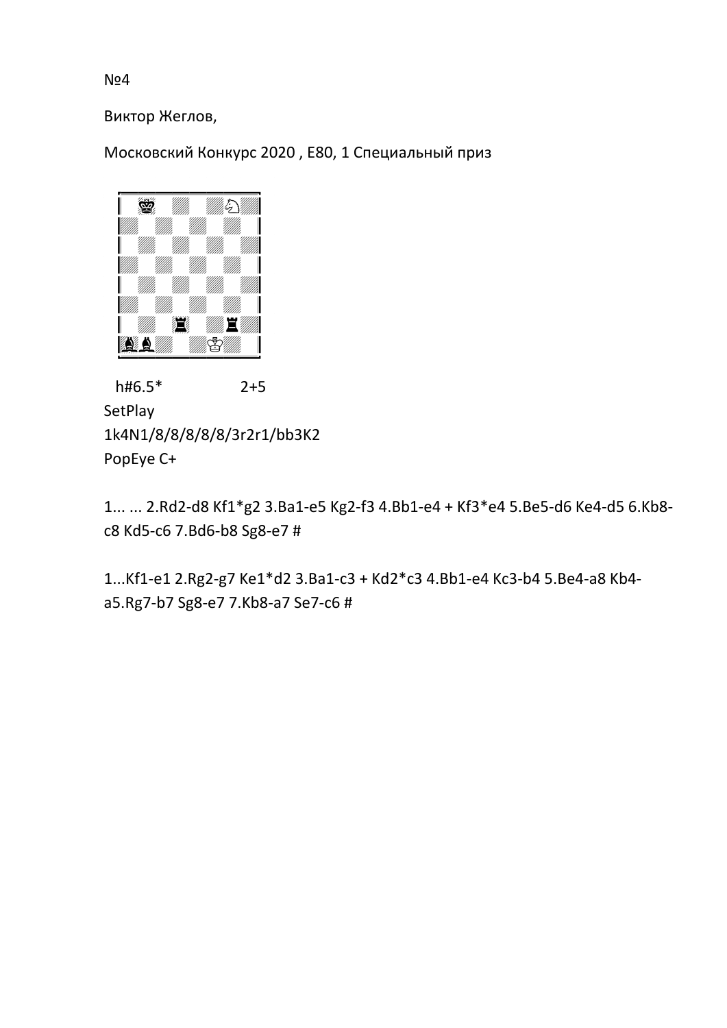№4

Виктор Жеглов,

Московский Конкурс 2020 , E80, 1 Специальный приз

h#6.5*              2+5

SetPlay

1k4N1/8/8/8/8/8/3r2r1/bb3K2

PopEye C+

1... ... 2.Rd2-d8 Kf1*g2 3.Ba1-e5 Kg2-f3 4.Bb1-e4 + Kf3*e4 5.Be5-d6 Ke4-d5 6.Kb8-c8 Kd5-c6 7.Bd6-b8 Sg8-e7 #

1...Kf1-e1 2.Rg2-g7 Ke1*d2 3.Ba1-c3 + Kd2*c3 4.Bb1-e4 Kc3-b4 5.Be4-a8 Kb4-a5.Rg7-b7 Sg8-e7 7.Kb8-a7 Se7-c6 #